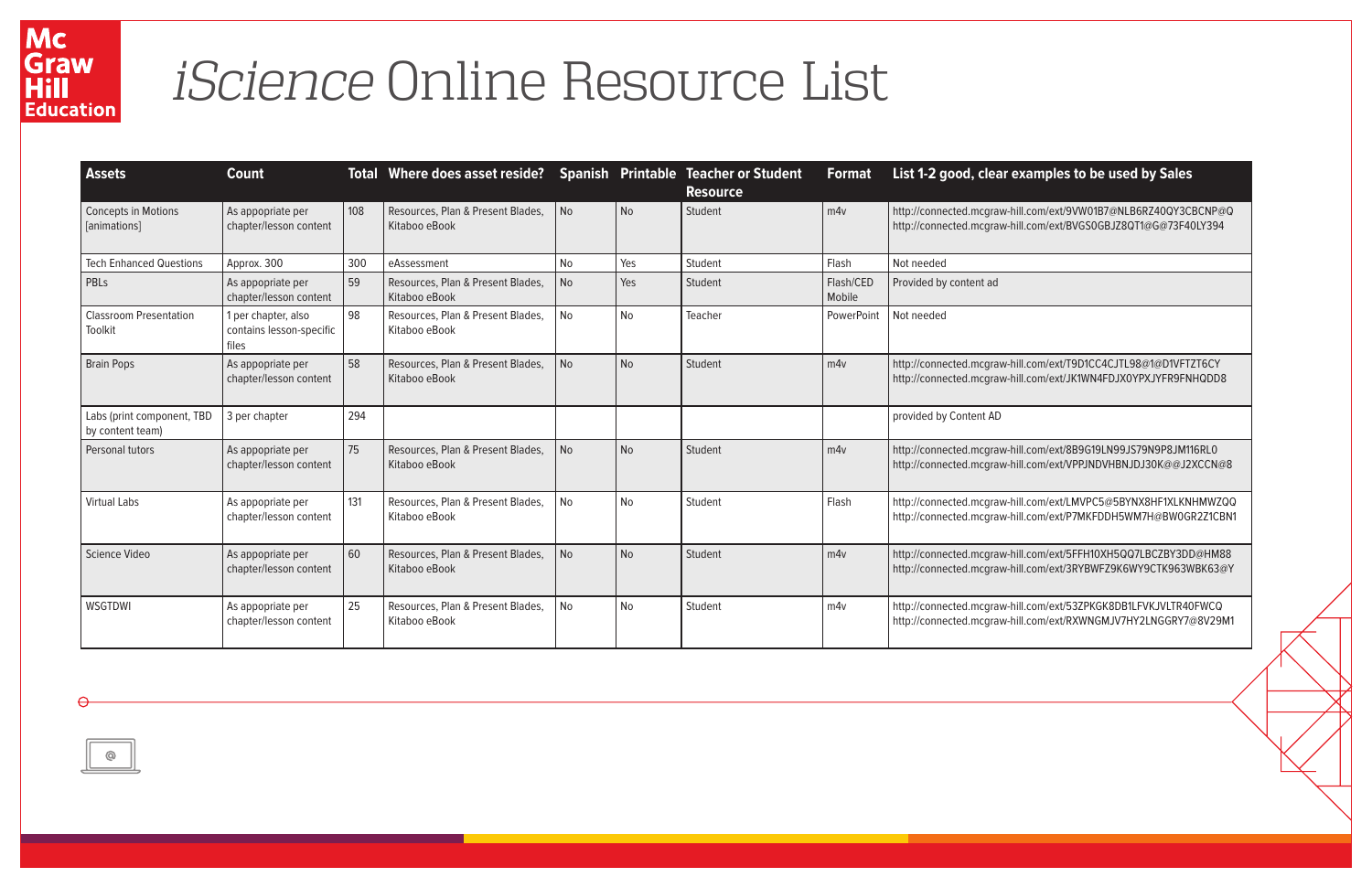# *iScience* Online Resource List

| Assets | Count | Total | Where does asset reside? | Spanish | Printable | Teacher or Student Resource | Format | List 1-2 good, clear examples to be used by Sales |
|---|---|---|---|---|---|---|---|---|
| Concepts in Motions [animations] | As appropriate per chapter/lesson content | 108 | Resources, Plan & Present Blades, Kitaboo eBook | No | No | Student | m4v | http://connected.mcgraw-hill.com/ext/9VW01B7@NLB6RZ40QY3CBCNP@Q http://connected.mcgraw-hill.com/ext/BVGS0GBJZ8QT1@G@73F40LY394 |
| Tech Enhanced Questions | Approx. 300 | 300 | eAssessment | No | Yes | Student | Flash | Not needed |
| PBLs | As appropriate per chapter/lesson content | 59 | Resources, Plan & Present Blades, Kitaboo eBook | No | Yes | Student | Flash/CED Mobile | Provided by content ad |
| Classroom Presentation Toolkit | 1 per chapter, also contains lesson-specific files | 98 | Resources, Plan & Present Blades, Kitaboo eBook | No | No | Teacher | PowerPoint | Not needed |
| Brain Pops | As appropriate per chapter/lesson content | 58 | Resources, Plan & Present Blades, Kitaboo eBook | No | No | Student | m4v | http://connected.mcgraw-hill.com/ext/T9D1CC4CJTL98@1@D1VFTZT6CY http://connected.mcgraw-hill.com/ext/JK1WN4FDJX0YPXJYFR9FNHQDD8 |
| Labs (print component, TBD by content team) | 3 per chapter | 294 | | | | | | provided by Content AD |
| Personal tutors | As appropriate per chapter/lesson content | 75 | Resources, Plan & Present Blades, Kitaboo eBook | No | No | Student | m4v | http://connected.mcgraw-hill.com/ext/8B9G19LN99JS79N9P8JM116RL0 http://connected.mcgraw-hill.com/ext/VPPJNDVHBNJDJ30K@@J2XCCN@8 |
| Virtual Labs | As appropriate per chapter/lesson content | 131 | Resources, Plan & Present Blades, Kitaboo eBook | No | No | Student | Flash | http://connected.mcgraw-hill.com/ext/LMVPC5@5BYNX8HF1XLKNHMWZQQ http://connected.mcgraw-hill.com/ext/P7MKFDDH5WM7H@BW0GR2Z1CBN1 |
| Science Video | As appropriate per chapter/lesson content | 60 | Resources, Plan & Present Blades, Kitaboo eBook | No | No | Student | m4v | http://connected.mcgraw-hill.com/ext/5FFH10XH5QQ7LBCZBY3DD@HM88 http://connected.mcgraw-hill.com/ext/3RYBWFZ9K6WY9CTK963WBK63@Y |
| WSGTDWI | As appropriate per chapter/lesson content | 25 | Resources, Plan & Present Blades, Kitaboo eBook | No | No | Student | m4v | http://connected.mcgraw-hill.com/ext/53ZPKGK8DB1LFVKJVLTR40FWCQ http://connected.mcgraw-hill.com/ext/RXWNGMJV7HY2LNGGRY7@8V29M1 |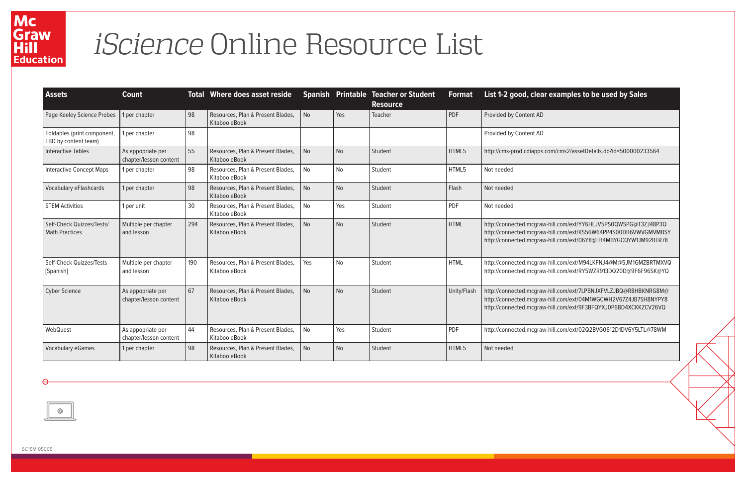# *iScience* Online Resource List

| Assets | Count | Total | Where does asset reside | Spanish | Printable | Teacher or Student Resource | Format | List 1-2 good, clear examples to be used by Sales |
|---|---|---|---|---|---|---|---|---|
| Page Keeley Science Probes | 1 per chapter | 98 | Resources, Plan & Present Blades, Kitaboo eBook | No | Yes | Teacher | PDF | Provided by Content AD |
| Foldables (print component, TBD by content team) | 1 per chapter | 98 | | | | | | Provided by Content AD |
| Interactive Tables | As appropriate per chapter/lesson content | 55 | Resources, Plan & Present Blades, Kitaboo eBook | No | No | Student | HTML5 | http://cms-prod.cdiapps.com/cms2/assetDetails.do?id=500000233564 |
| Interactive Concept Maps | 1 per chapter | 98 | Resources, Plan & Present Blades, Kitaboo eBook | No | No | Student | HTML5 | Not needed |
| Vocabulary eFlashcards | 1 per chapter | 98 | Resources, Plan & Present Blades, Kitaboo eBook | No | No | Student | Flash | Not needed |
| STEM Activities | 1 per unit | 30 | Resources, Plan & Present Blades, Kitaboo eBook | No | Yes | Student | PDF | Not needed |
| Self-Check Quizzes/Tests/ Math Practices | Multiple per chapter and lesson | 294 | Resources, Plan & Present Blades, Kitaboo eBook | No | No | Student | HTML | http://connected.mcgraw-hill.com/ext/YY6HLJV5PS0QWSPG@T3ZJ48P3Q http://connected.mcgraw-hill.com/ext/KS56W64PP4S00DB6VWVGMVMBSY http://connected.mcgraw-hill.com/ext/06Y8@LB4MBYGCQYW1JM92BTR78 |
| Self-Check Quizzes/Tests [Spanish] | Multiple per chapter and lesson | 190 | Resources, Plan & Present Blades, Kitaboo eBook | Yes | No | Student | HTML | http://connected.mcgraw-hill.com/ext/M94LKFNJ4@M@5JM1GMZBRTMXVQ http://connected.mcgraw-hill.com/ext/RY5WZR913DQ20D@9F6F96SK@YQ |
| Cyber Science | As appropriate per chapter/lesson content | 67 | Resources, Plan & Present Blades, Kitaboo eBook | No | No | Student | Unity/Flash | http://connected.mcgraw-hill.com/ext/7LPBNJXFVLZJBQ@R8HBKNRG8M@ http://connected.mcgraw-hill.com/ext/04M1WGCWH2V67Z4JB7SH8NYPY8 http://connected.mcgraw-hill.com/ext/9F3BFQYXJ0P6BD4XCKKZCV26VQ |
| WebQuest | As appropriate per chapter/lesson content | 44 | Resources, Plan & Present Blades, Kitaboo eBook | No | Yes | Student | PDF | http://connected.mcgraw-hill.com/ext/02Q2BVG0612D1DV6Y5LTL@78WM |
| Vocabulary eGames | 1 per chapter | 98 | Resources, Plan & Present Blades, Kitaboo eBook | No | No | Student | HTML5 | Not needed |

SC15M 05005